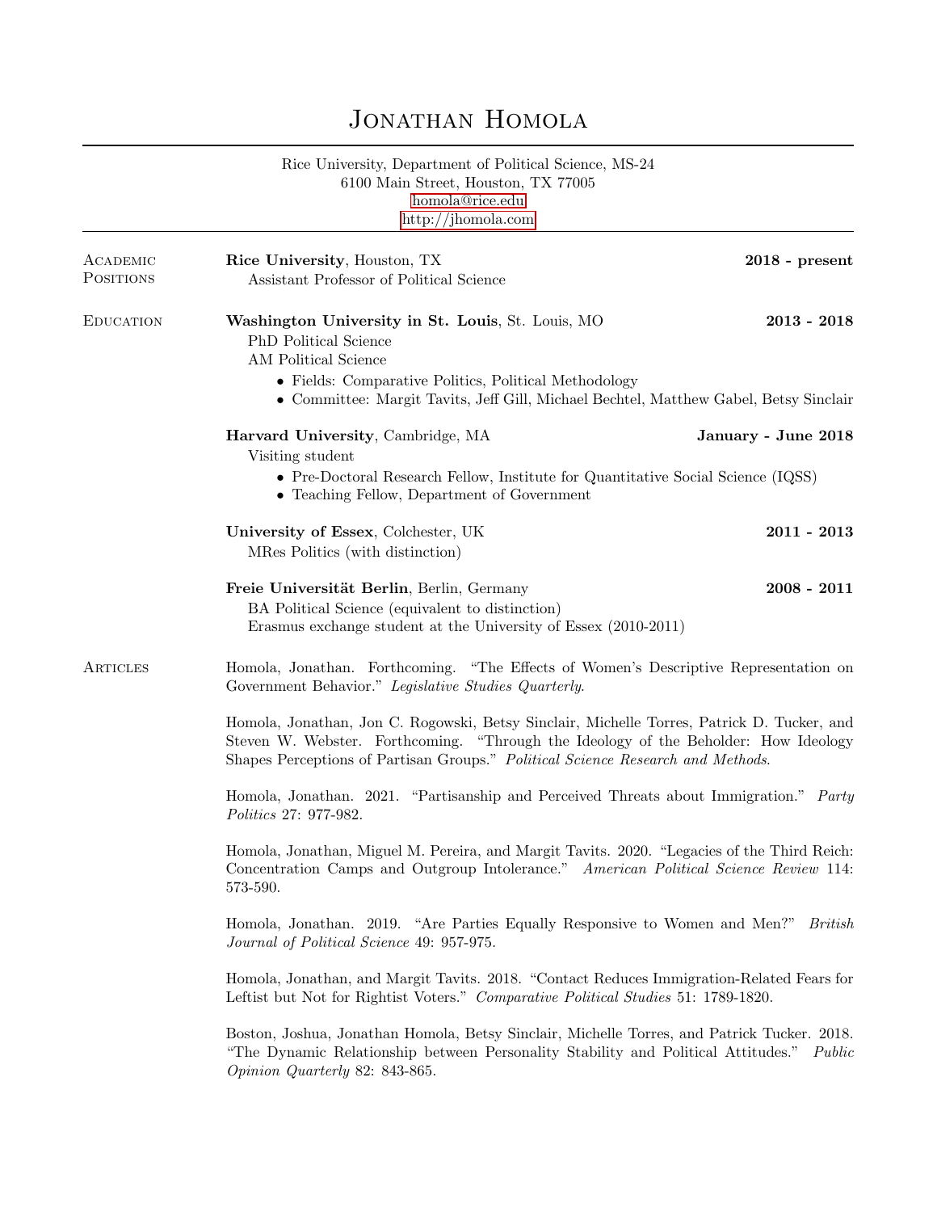# Jonathan Homola

Rice University, Department of Political Science, MS-24
6100 Main Street, Houston, TX 77005
homola@rice.edu
http://jhomola.com

## Academic Positions

**Rice University**, Houston, TX — **2018 - present**
Assistant Professor of Political Science

## Education

**Washington University in St. Louis**, St. Louis, MO — **2013 - 2018**
PhD Political Science
AM Political Science

- Fields: Comparative Politics, Political Methodology
- Committee: Margit Tavits, Jeff Gill, Michael Bechtel, Matthew Gabel, Betsy Sinclair

**Harvard University**, Cambridge, MA — **January - June 2018**
Visiting student

- Pre-Doctoral Research Fellow, Institute for Quantitative Social Science (IQSS)
- Teaching Fellow, Department of Government

**University of Essex**, Colchester, UK — **2011 - 2013**
MRes Politics (with distinction)

**Freie Universität Berlin**, Berlin, Germany — **2008 - 2011**
BA Political Science (equivalent to distinction)
Erasmus exchange student at the University of Essex (2010-2011)

## Articles

Homola, Jonathan. Forthcoming. "The Effects of Women's Descriptive Representation on Government Behavior." *Legislative Studies Quarterly*.

Homola, Jonathan, Jon C. Rogowski, Betsy Sinclair, Michelle Torres, Patrick D. Tucker, and Steven W. Webster. Forthcoming. "Through the Ideology of the Beholder: How Ideology Shapes Perceptions of Partisan Groups." *Political Science Research and Methods*.

Homola, Jonathan. 2021. "Partisanship and Perceived Threats about Immigration." *Party Politics* 27: 977-982.

Homola, Jonathan, Miguel M. Pereira, and Margit Tavits. 2020. "Legacies of the Third Reich: Concentration Camps and Outgroup Intolerance." *American Political Science Review* 114: 573-590.

Homola, Jonathan. 2019. "Are Parties Equally Responsive to Women and Men?" *British Journal of Political Science* 49: 957-975.

Homola, Jonathan, and Margit Tavits. 2018. "Contact Reduces Immigration-Related Fears for Leftist but Not for Rightist Voters." *Comparative Political Studies* 51: 1789-1820.

Boston, Joshua, Jonathan Homola, Betsy Sinclair, Michelle Torres, and Patrick Tucker. 2018. "The Dynamic Relationship between Personality Stability and Political Attitudes." *Public Opinion Quarterly* 82: 843-865.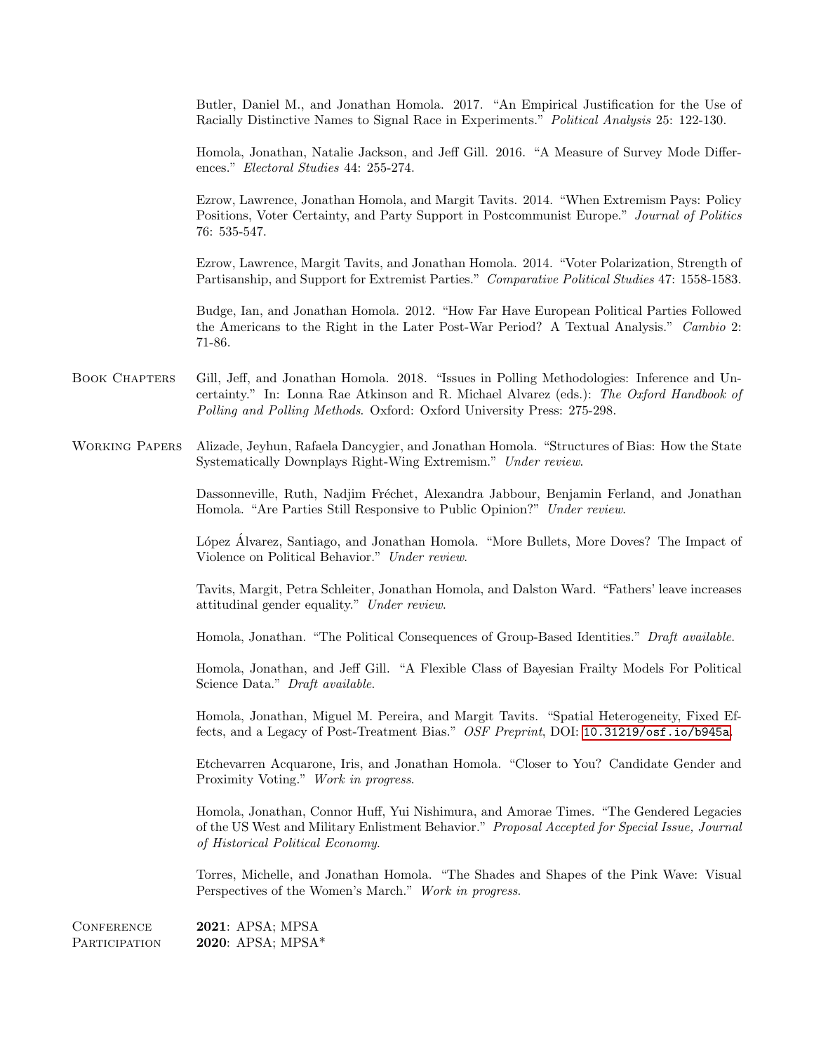Butler, Daniel M., and Jonathan Homola. 2017. "An Empirical Justification for the Use of Racially Distinctive Names to Signal Race in Experiments." *Political Analysis* 25: 122-130.

Homola, Jonathan, Natalie Jackson, and Jeff Gill. 2016. "A Measure of Survey Mode Differences." *Electoral Studies* 44: 255-274.

Ezrow, Lawrence, Jonathan Homola, and Margit Tavits. 2014. "When Extremism Pays: Policy Positions, Voter Certainty, and Party Support in Postcommunist Europe." *Journal of Politics* 76: 535-547.

Ezrow, Lawrence, Margit Tavits, and Jonathan Homola. 2014. "Voter Polarization, Strength of Partisanship, and Support for Extremist Parties." *Comparative Political Studies* 47: 1558-1583.

Budge, Ian, and Jonathan Homola. 2012. "How Far Have European Political Parties Followed the Americans to the Right in the Later Post-War Period? A Textual Analysis." *Cambio* 2: 71-86.

## Book Chapters

Gill, Jeff, and Jonathan Homola. 2018. "Issues in Polling Methodologies: Inference and Uncertainty." In: Lonna Rae Atkinson and R. Michael Alvarez (eds.): *The Oxford Handbook of Polling and Polling Methods*. Oxford: Oxford University Press: 275-298.

## Working Papers

Alizade, Jeyhun, Rafaela Dancygier, and Jonathan Homola. "Structures of Bias: How the State Systematically Downplays Right-Wing Extremism." *Under review.*

Dassonneville, Ruth, Nadjim Fréchet, Alexandra Jabbour, Benjamin Ferland, and Jonathan Homola. "Are Parties Still Responsive to Public Opinion?" *Under review.*

López Álvarez, Santiago, and Jonathan Homola. "More Bullets, More Doves? The Impact of Violence on Political Behavior." *Under review.*

Tavits, Margit, Petra Schleiter, Jonathan Homola, and Dalston Ward. "Fathers' leave increases attitudinal gender equality." *Under review.*

Homola, Jonathan. "The Political Consequences of Group-Based Identities." *Draft available.*

Homola, Jonathan, and Jeff Gill. "A Flexible Class of Bayesian Frailty Models For Political Science Data." *Draft available.*

Homola, Jonathan, Miguel M. Pereira, and Margit Tavits. "Spatial Heterogeneity, Fixed Effects, and a Legacy of Post-Treatment Bias." *OSF Preprint*, DOI: `10.31219/osf.io/b945a`.

Etchevarren Acquarone, Iris, and Jonathan Homola. "Closer to You? Candidate Gender and Proximity Voting." *Work in progress.*

Homola, Jonathan, Connor Huff, Yui Nishimura, and Amorae Times. "The Gendered Legacies of the US West and Military Enlistment Behavior." *Proposal Accepted for Special Issue, Journal of Historical Political Economy.*

Torres, Michelle, and Jonathan Homola. "The Shades and Shapes of the Pink Wave: Visual Perspectives of the Women's March." *Work in progress.*

## Conference Participation

**2021**: APSA; MPSA
**2020**: APSA; MPSA*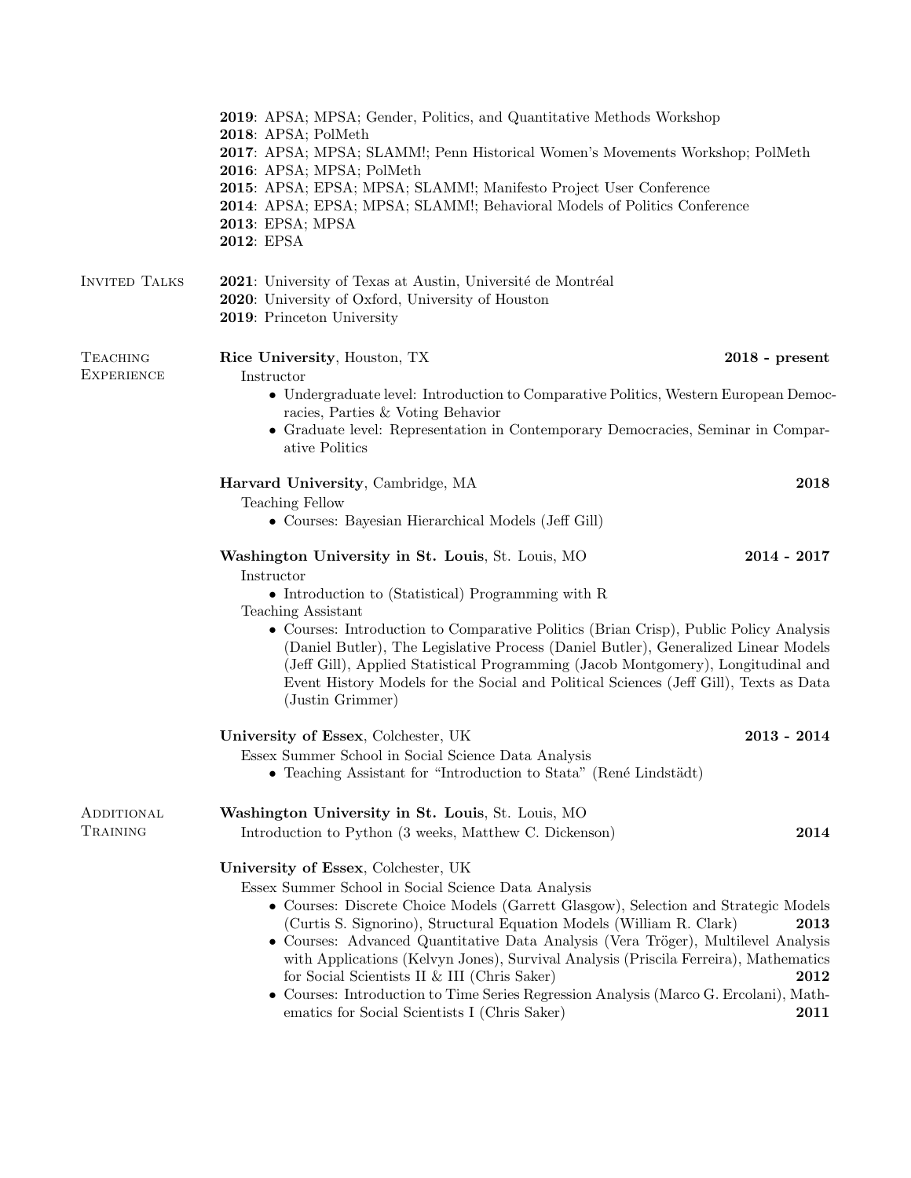**2019**: APSA; MPSA; Gender, Politics, and Quantitative Methods Workshop
**2018**: APSA; PolMeth
**2017**: APSA; MPSA; SLAMM!; Penn Historical Women's Movements Workshop; PolMeth
**2016**: APSA; MPSA; PolMeth
**2015**: APSA; EPSA; MPSA; SLAMM!; Manifesto Project User Conference
**2014**: APSA; EPSA; MPSA; SLAMM!; Behavioral Models of Politics Conference
**2013**: EPSA; MPSA
**2012**: EPSA

## Invited Talks

**2021**: University of Texas at Austin, Université de Montréal
**2020**: University of Oxford, University of Houston
**2019**: Princeton University

## Teaching Experience

**Rice University**, Houston, TX — **2018 - present**

Instructor

- Undergraduate level: Introduction to Comparative Politics, Western European Democracies, Parties & Voting Behavior
- Graduate level: Representation in Contemporary Democracies, Seminar in Comparative Politics

**Harvard University**, Cambridge, MA — **2018**

Teaching Fellow

- Courses: Bayesian Hierarchical Models (Jeff Gill)

**Washington University in St. Louis**, St. Louis, MO — **2014 - 2017**

Instructor

- Introduction to (Statistical) Programming with R

Teaching Assistant

- Courses: Introduction to Comparative Politics (Brian Crisp), Public Policy Analysis (Daniel Butler), The Legislative Process (Daniel Butler), Generalized Linear Models (Jeff Gill), Applied Statistical Programming (Jacob Montgomery), Longitudinal and Event History Models for the Social and Political Sciences (Jeff Gill), Texts as Data (Justin Grimmer)

**University of Essex**, Colchester, UK — **2013 - 2014**

Essex Summer School in Social Science Data Analysis

- Teaching Assistant for "Introduction to Stata" (René Lindstädt)

## Additional Training

**Washington University in St. Louis**, St. Louis, MO

Introduction to Python (3 weeks, Matthew C. Dickenson) — **2014**

**University of Essex**, Colchester, UK

Essex Summer School in Social Science Data Analysis

- Courses: Discrete Choice Models (Garrett Glasgow), Selection and Strategic Models (Curtis S. Signorino), Structural Equation Models (William R. Clark) — **2013**
- Courses: Advanced Quantitative Data Analysis (Vera Tröger), Multilevel Analysis with Applications (Kelvyn Jones), Survival Analysis (Priscila Ferreira), Mathematics for Social Scientists II & III (Chris Saker) — **2012**
- Courses: Introduction to Time Series Regression Analysis (Marco G. Ercolani), Mathematics for Social Scientists I (Chris Saker) — **2011**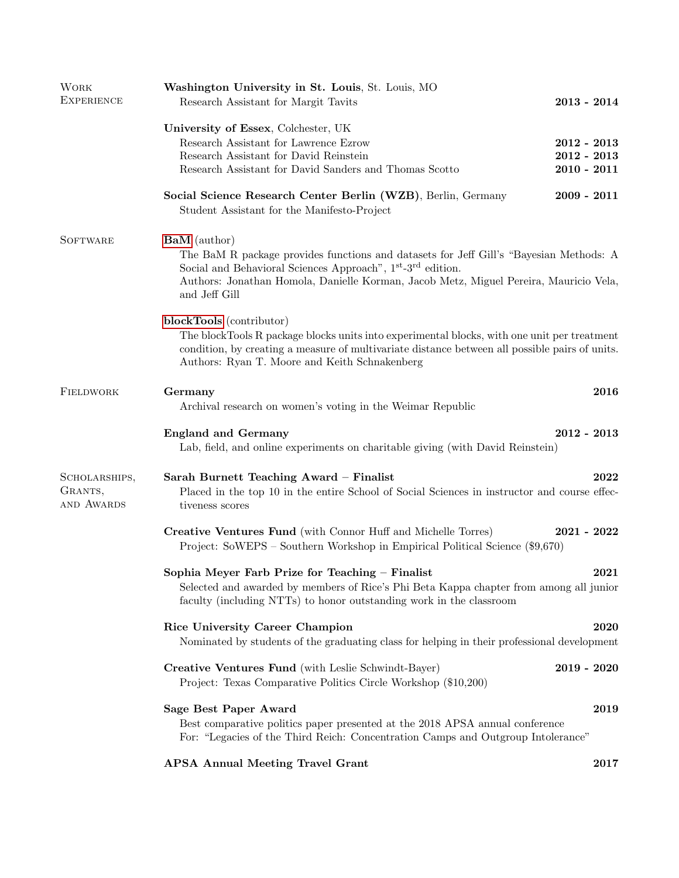## Work Experience

**Washington University in St. Louis**, St. Louis, MO

- Research Assistant for Margit Tavits — **2013 - 2014**

**University of Essex**, Colchester, UK

- Research Assistant for Lawrence Ezrow — **2012 - 2013**
- Research Assistant for David Reinstein — **2012 - 2013**
- Research Assistant for David Sanders and Thomas Scotto — **2010 - 2011**

**Social Science Research Center Berlin (WZB)**, Berlin, Germany — **2009 - 2011**

Student Assistant for the Manifesto-Project

## Software

**BaM** (author)

The BaM R package provides functions and datasets for Jeff Gill's "Bayesian Methods: A Social and Behavioral Sciences Approach", 1st-3rd edition.
Authors: Jonathan Homola, Danielle Korman, Jacob Metz, Miguel Pereira, Mauricio Vela, and Jeff Gill

**blockTools** (contributor)

The blockTools R package blocks units into experimental blocks, with one unit per treatment condition, by creating a measure of multivariate distance between all possible pairs of units.
Authors: Ryan T. Moore and Keith Schnakenberg

## Fieldwork

**Germany** — **2016**

Archival research on women's voting in the Weimar Republic

**England and Germany** — **2012 - 2013**

Lab, field, and online experiments on charitable giving (with David Reinstein)

## Scholarships, Grants, and Awards

**Sarah Burnett Teaching Award – Finalist** — **2022**

Placed in the top 10 in the entire School of Social Sciences in instructor and course effectiveness scores

**Creative Ventures Fund** (with Connor Huff and Michelle Torres) — **2021 - 2022**

Project: SoWEPS – Southern Workshop in Empirical Political Science ($9,670)

**Sophia Meyer Farb Prize for Teaching – Finalist** — **2021**

Selected and awarded by members of Rice's Phi Beta Kappa chapter from among all junior faculty (including NTTs) to honor outstanding work in the classroom

**Rice University Career Champion** — **2020**

Nominated by students of the graduating class for helping in their professional development

**Creative Ventures Fund** (with Leslie Schwindt-Bayer) — **2019 - 2020**

Project: Texas Comparative Politics Circle Workshop ($10,200)

**Sage Best Paper Award** — **2019**

Best comparative politics paper presented at the 2018 APSA annual conference
For: "Legacies of the Third Reich: Concentration Camps and Outgroup Intolerance"

**APSA Annual Meeting Travel Grant** — **2017**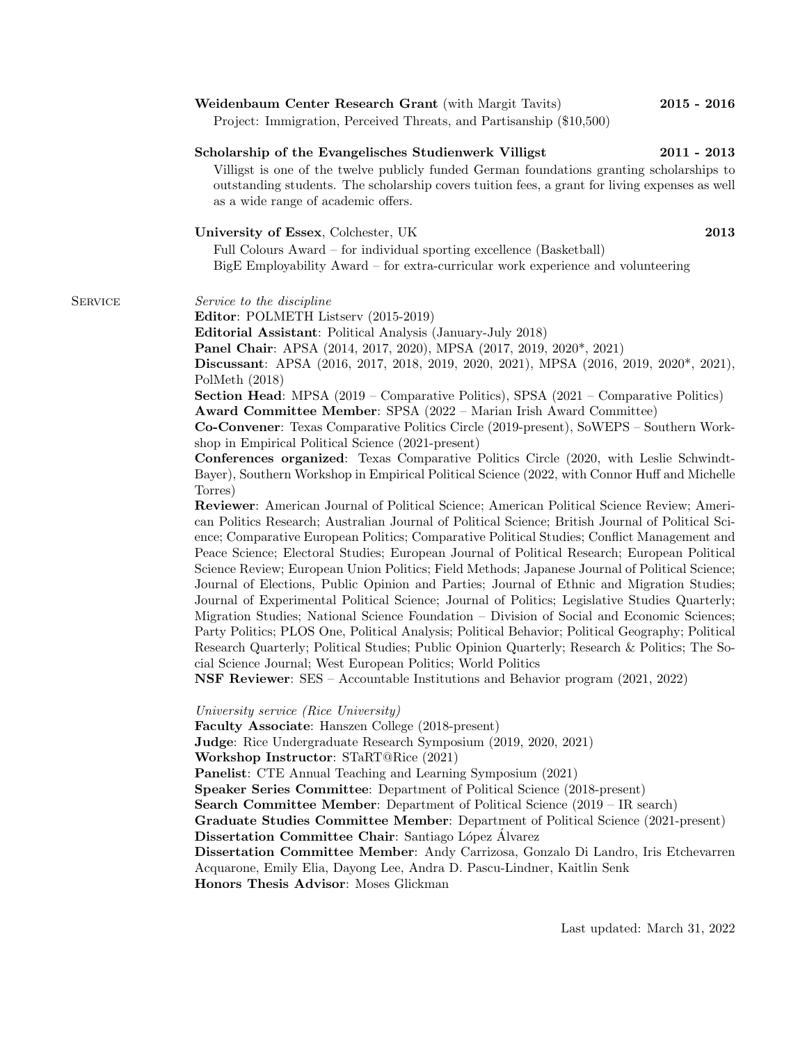**Weidenbaum Center Research Grant** (with Margit Tavits) **2015 - 2016**
Project: Immigration, Perceived Threats, and Partisanship ($10,500)

**Scholarship of the Evangelisches Studienwerk Villigst** **2011 - 2013**
Villigst is one of the twelve publicly funded German foundations granting scholarships to outstanding students. The scholarship covers tuition fees, a grant for living expenses as well as a wide range of academic offers.

**University of Essex**, Colchester, UK **2013**
Full Colours Award – for individual sporting excellence (Basketball)
BigE Employability Award – for extra-curricular work experience and volunteering

## Service

*Service to the discipline*

**Editor**: POLMETH Listserv (2015-2019)
**Editorial Assistant**: Political Analysis (January-July 2018)
**Panel Chair**: APSA (2014, 2017, 2020), MPSA (2017, 2019, 2020*, 2021)
**Discussant**: APSA (2016, 2017, 2018, 2019, 2020, 2021), MPSA (2016, 2019, 2020*, 2021), PolMeth (2018)
**Section Head**: MPSA (2019 – Comparative Politics), SPSA (2021 – Comparative Politics)
**Award Committee Member**: SPSA (2022 – Marian Irish Award Committee)
**Co-Convener**: Texas Comparative Politics Circle (2019-present), SoWEPS – Southern Workshop in Empirical Political Science (2021-present)
**Conferences organized**: Texas Comparative Politics Circle (2020, with Leslie Schwindt-Bayer), Southern Workshop in Empirical Political Science (2022, with Connor Huff and Michelle Torres)
**Reviewer**: American Journal of Political Science; American Political Science Review; American Politics Research; Australian Journal of Political Science; British Journal of Political Science; Comparative European Politics; Comparative Political Studies; Conflict Management and Peace Science; Electoral Studies; European Journal of Political Research; European Political Science Review; European Union Politics; Field Methods; Japanese Journal of Political Science; Journal of Elections, Public Opinion and Parties; Journal of Ethnic and Migration Studies; Journal of Experimental Political Science; Journal of Politics; Legislative Studies Quarterly; Migration Studies; National Science Foundation – Division of Social and Economic Sciences; Party Politics; PLOS One, Political Analysis; Political Behavior; Political Geography; Political Research Quarterly; Political Studies; Public Opinion Quarterly; Research & Politics; The Social Science Journal; West European Politics; World Politics
**NSF Reviewer**: SES – Accountable Institutions and Behavior program (2021, 2022)

*University service (Rice University)*

**Faculty Associate**: Hanszen College (2018-present)
**Judge**: Rice Undergraduate Research Symposium (2019, 2020, 2021)
**Workshop Instructor**: STaRT@Rice (2021)
**Panelist**: CTE Annual Teaching and Learning Symposium (2021)
**Speaker Series Committee**: Department of Political Science (2018-present)
**Search Committee Member**: Department of Political Science (2019 – IR search)
**Graduate Studies Committee Member**: Department of Political Science (2021-present)
**Dissertation Committee Chair**: Santiago López Álvarez
**Dissertation Committee Member**: Andy Carrizosa, Gonzalo Di Landro, Iris Etchevarren Acquarone, Emily Elia, Dayong Lee, Andra D. Pascu-Lindner, Kaitlin Senk
**Honors Thesis Advisor**: Moses Glickman

Last updated: March 31, 2022